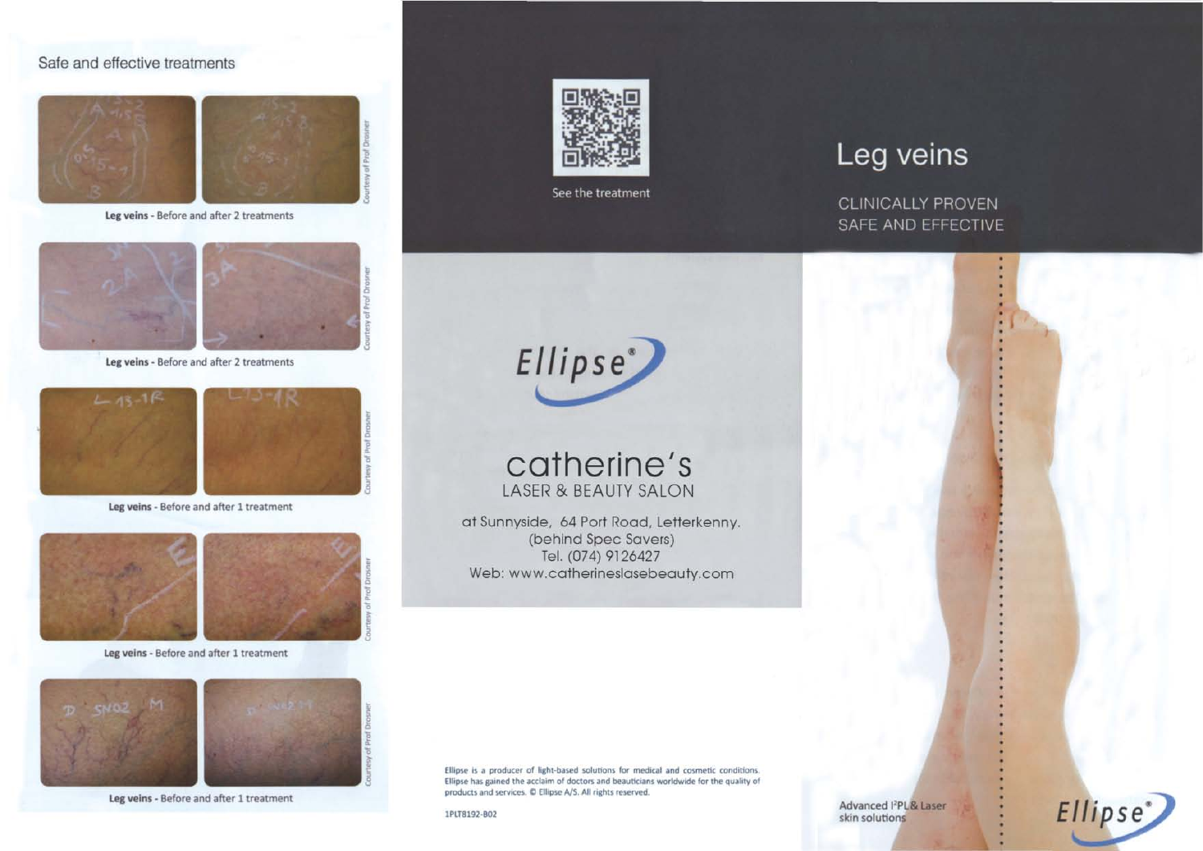## Safe and effective treatments

**Leg veins** - Before and after 2 treatments

Courtesy of Prof Drosner

**Leg veins** - Before and after 2 treatments

Courtesy of Prof Drosner

**Leg veins** - Before and after 1 treatment

Courtesy of Prof Drosner

**Leg veins** - Before and after 1 treatment

Courtesy of Prof Drosner

**Leg veins** - Before and after 1 treatment

Courtesy of Prof Drosner

See the treatment

Ellipse®

catherine's
LASER & BEAUTY SALON

at Sunnyside, 64 Port Road, Letterkenny.
(behind Spec Savers)
Tel. (074) 9126427
Web: www.catherineslasebeauty.com

Ellipse is a producer of light-based solutions for medical and cosmetic conditions. Ellipse has gained the acclaim of doctors and beauticians worldwide for the quality of products and services. © Ellipse A/S. All rights reserved.

1PLT8192-B02

# Leg veins

CLINICALLY PROVEN
SAFE AND EFFECTIVE

Advanced I²PL & Laser skin solutions

Ellipse®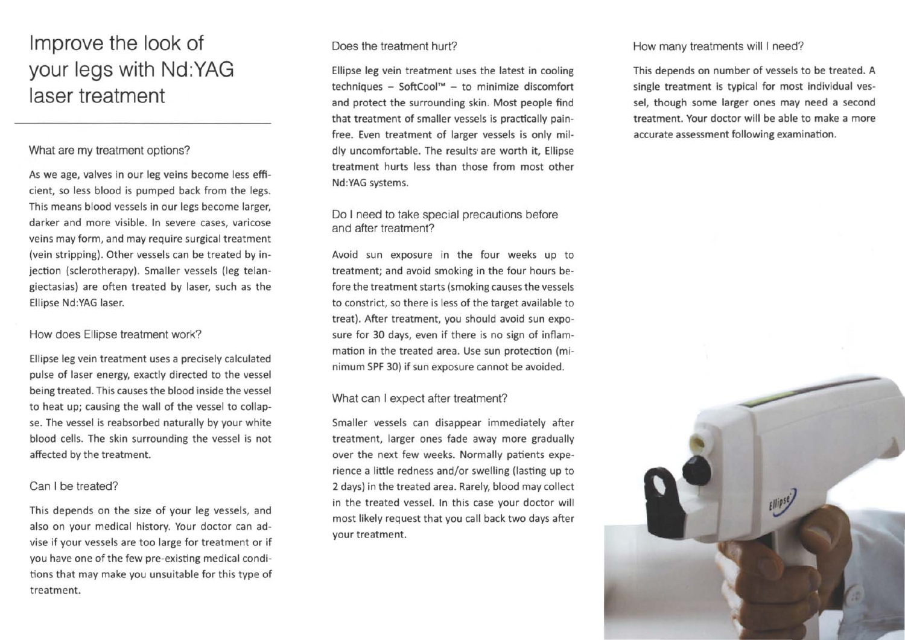# Improve the look of your legs with Nd:YAG laser treatment

## What are my treatment options?

As we age, valves in our leg veins become less efficient, so less blood is pumped back from the legs. This means blood vessels in our legs become larger, darker and more visible. In severe cases, varicose veins may form, and may require surgical treatment (vein stripping). Other vessels can be treated by injection (sclerotherapy). Smaller vessels (leg telangiectasias) are often treated by laser, such as the Ellipse Nd:YAG laser.

## How does Ellipse treatment work?

Ellipse leg vein treatment uses a precisely calculated pulse of laser energy, exactly directed to the vessel being treated. This causes the blood inside the vessel to heat up; causing the wall of the vessel to collapse. The vessel is reabsorbed naturally by your white blood cells. The skin surrounding the vessel is not affected by the treatment.

## Can I be treated?

This depends on the size of your leg vessels, and also on your medical history. Your doctor can advise if your vessels are too large for treatment or if you have one of the few pre-existing medical conditions that may make you unsuitable for this type of treatment.

## Does the treatment hurt?

Ellipse leg vein treatment uses the latest in cooling techniques – SoftCool™ – to minimize discomfort and protect the surrounding skin. Most people find that treatment of smaller vessels is practically painfree. Even treatment of larger vessels is only mildly uncomfortable. The results are worth it, Ellipse treatment hurts less than those from most other Nd:YAG systems.

## Do I need to take special precautions before and after treatment?

Avoid sun exposure in the four weeks up to treatment; and avoid smoking in the four hours before the treatment starts (smoking causes the vessels to constrict, so there is less of the target available to treat). After treatment, you should avoid sun exposure for 30 days, even if there is no sign of inflammation in the treated area. Use sun protection (minimum SPF 30) if sun exposure cannot be avoided.

## What can I expect after treatment?

Smaller vessels can disappear immediately after treatment, larger ones fade away more gradually over the next few weeks. Normally patients experience a little redness and/or swelling (lasting up to 2 days) in the treated area. Rarely, blood may collect in the treated vessel. In this case your doctor will most likely request that you call back two days after your treatment.

## How many treatments will I need?

This depends on number of vessels to be treated. A single treatment is typical for most individual vessel, though some larger ones may need a second treatment. Your doctor will be able to make a more accurate assessment following examination.